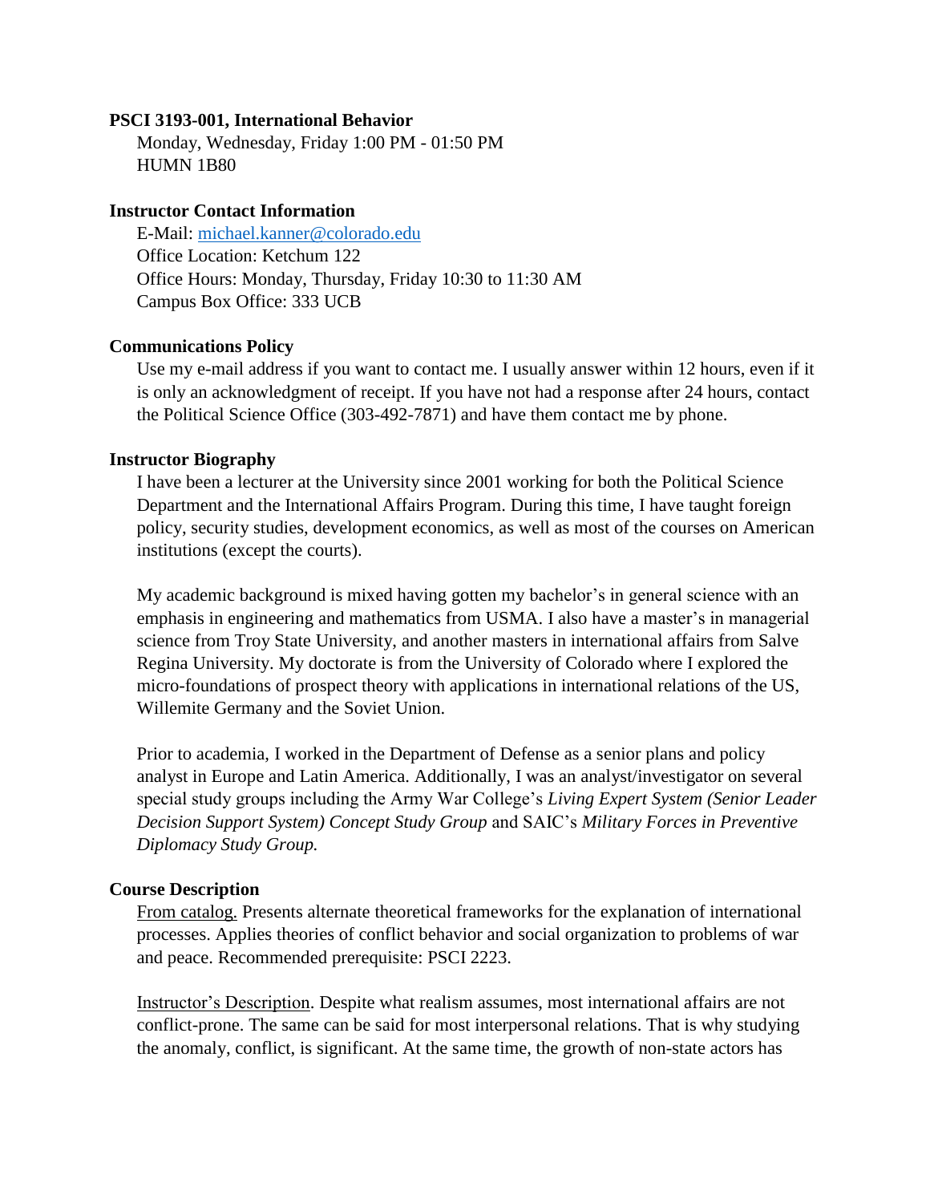**PSCI 3193-001, International Behavior**

Monday, Wednesday, Friday 1:00 PM - 01:50 PM
HUMN 1B80

**Instructor Contact Information**

E-Mail: michael.kanner@colorado.edu
Office Location: Ketchum 122
Office Hours: Monday, Thursday, Friday 10:30 to 11:30 AM
Campus Box Office: 333 UCB

**Communications Policy**

Use my e-mail address if you want to contact me. I usually answer within 12 hours, even if it is only an acknowledgment of receipt. If you have not had a response after 24 hours, contact the Political Science Office (303-492-7871) and have them contact me by phone.

**Instructor Biography**

I have been a lecturer at the University since 2001 working for both the Political Science Department and the International Affairs Program. During this time, I have taught foreign policy, security studies, development economics, as well as most of the courses on American institutions (except the courts).

My academic background is mixed having gotten my bachelor's in general science with an emphasis in engineering and mathematics from USMA. I also have a master's in managerial science from Troy State University, and another masters in international affairs from Salve Regina University. My doctorate is from the University of Colorado where I explored the micro-foundations of prospect theory with applications in international relations of the US, Willemite Germany and the Soviet Union.

Prior to academia, I worked in the Department of Defense as a senior plans and policy analyst in Europe and Latin America. Additionally, I was an analyst/investigator on several special study groups including the Army War College's *Living Expert System (Senior Leader Decision Support System) Concept Study Group* and SAIC's *Military Forces in Preventive Diplomacy Study Group.*

**Course Description**

From catalog. Presents alternate theoretical frameworks for the explanation of international processes. Applies theories of conflict behavior and social organization to problems of war and peace. Recommended prerequisite: PSCI 2223.

Instructor's Description. Despite what realism assumes, most international affairs are not conflict-prone. The same can be said for most interpersonal relations. That is why studying the anomaly, conflict, is significant. At the same time, the growth of non-state actors has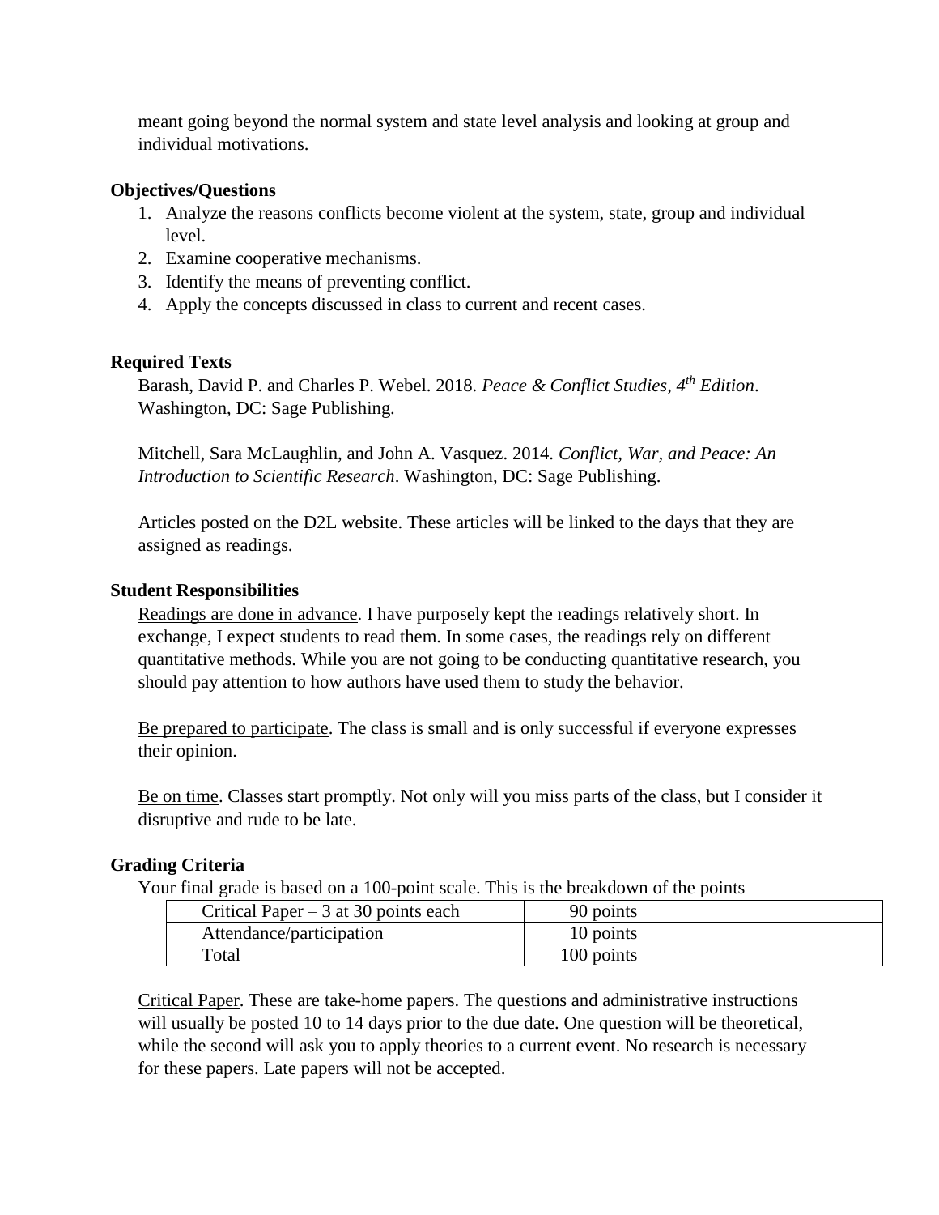meant going beyond the normal system and state level analysis and looking at group and individual motivations.

### Objectives/Questions

1. Analyze the reasons conflicts become violent at the system, state, group and individual level.
2. Examine cooperative mechanisms.
3. Identify the means of preventing conflict.
4. Apply the concepts discussed in class to current and recent cases.

### Required Texts

Barash, David P. and Charles P. Webel. 2018. *Peace & Conflict Studies, 4th Edition*. Washington, DC: Sage Publishing.

Mitchell, Sara McLaughlin, and John A. Vasquez. 2014. *Conflict, War, and Peace: An Introduction to Scientific Research*. Washington, DC: Sage Publishing.

Articles posted on the D2L website. These articles will be linked to the days that they are assigned as readings.

### Student Responsibilities

Readings are done in advance. I have purposely kept the readings relatively short. In exchange, I expect students to read them. In some cases, the readings rely on different quantitative methods. While you are not going to be conducting quantitative research, you should pay attention to how authors have used them to study the behavior.

Be prepared to participate. The class is small and is only successful if everyone expresses their opinion.

Be on time. Classes start promptly. Not only will you miss parts of the class, but I consider it disruptive and rude to be late.

### Grading Criteria

Your final grade is based on a 100-point scale. This is the breakdown of the points

| Item | Points |
| --- | --- |
| Critical Paper – 3 at 30 points each | 90 points |
| Attendance/participation | 10 points |
| Total | 100 points |

Critical Paper. These are take-home papers. The questions and administrative instructions will usually be posted 10 to 14 days prior to the due date. One question will be theoretical, while the second will ask you to apply theories to a current event. No research is necessary for these papers. Late papers will not be accepted.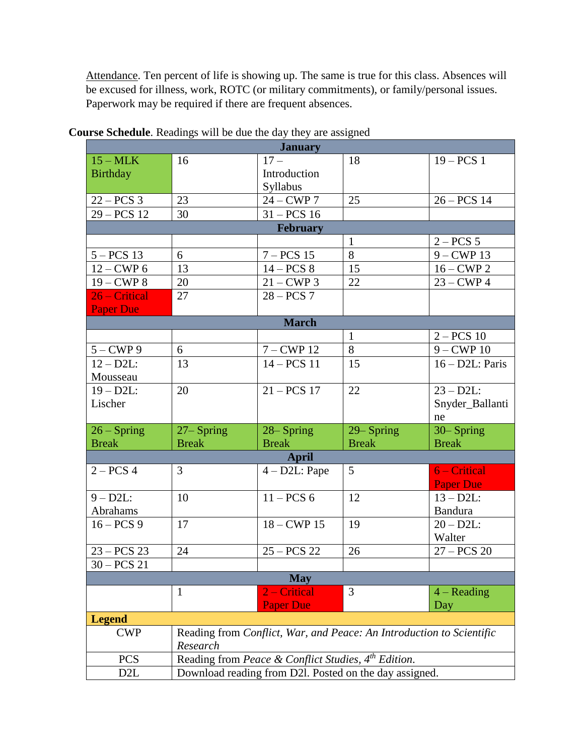Attendance. Ten percent of life is showing up. The same is true for this class. Absences will be excused for illness, work, ROTC (or military commitments), or family/personal issues. Paperwork may be required if there are frequent absences.

**Course Schedule**. Readings will be due the day they are assigned

| **January** | | | | |
|---|---|---|---|---|
| 15 – MLK Birthday | 16 | 17 – Introduction Syllabus | 18 | 19 – PCS 1 |
| 22 – PCS 3 | 23 | 24 – CWP 7 | 25 | 26 – PCS 14 |
| 29 – PCS 12 | 30 | 31 – PCS 16 | | |
| **February** | | | | |
| | | | 1 | 2 – PCS 5 |
| 5 – PCS 13 | 6 | 7 – PCS 15 | 8 | 9 – CWP 13 |
| 12 – CWP 6 | 13 | 14 – PCS 8 | 15 | 16 – CWP 2 |
| 19 – CWP 8 | 20 | 21 – CWP 3 | 22 | 23 – CWP 4 |
| 26 – Critical Paper Due | 27 | 28 – PCS 7 | | |
| **March** | | | | |
| | | | 1 | 2 – PCS 10 |
| 5 – CWP 9 | 6 | 7 – CWP 12 | 8 | 9 – CWP 10 |
| 12 – D2L: Mousseau | 13 | 14 – PCS 11 | 15 | 16 – D2L: Paris |
| 19 – D2L: Lischer | 20 | 21 – PCS 17 | 22 | 23 – D2L: Snyder_Ballantine |
| 26 – Spring Break | 27– Spring Break | 28– Spring Break | 29– Spring Break | 30– Spring Break |
| **April** | | | | |
| 2 – PCS 4 | 3 | 4 – D2L: Pape | 5 | 6 – Critical Paper Due |
| 9 – D2L: Abrahams | 10 | 11 – PCS 6 | 12 | 13 – D2L: Bandura |
| 16 – PCS 9 | 17 | 18 – CWP 15 | 19 | 20 – D2L: Walter |
| 23 – PCS 23 | 24 | 25 – PCS 22 | 26 | 27 – PCS 20 |
| 30 – PCS 21 | | | | |
| **May** | | | | |
| | 1 | 2 – Critical Paper Due | 3 | 4 – Reading Day |
| **Legend** | | | | |
| CWP | Reading from *Conflict, War, and Peace: An Introduction to Scientific Research* | | | |
| PCS | Reading from *Peace & Conflict Studies, 4th Edition*. | | | |
| D2L | Download reading from D2l. Posted on the day assigned. | | | |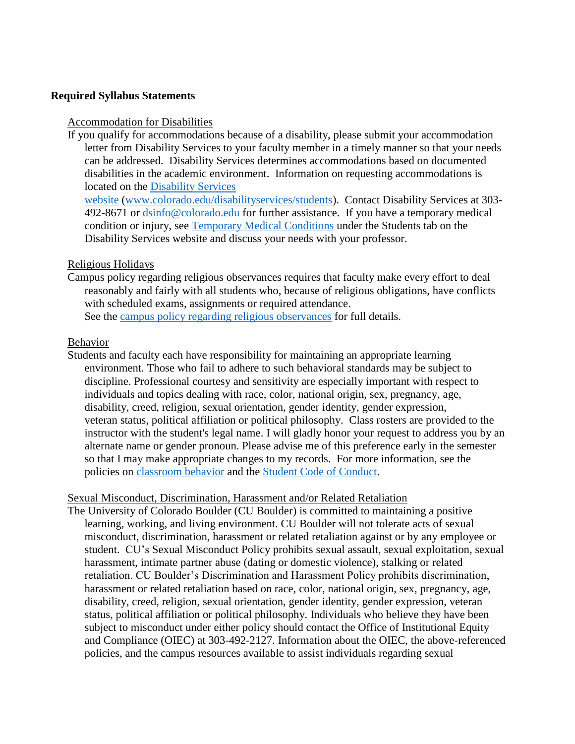**Required Syllabus Statements**

Accommodation for Disabilities

If you qualify for accommodations because of a disability, please submit your accommodation letter from Disability Services to your faculty member in a timely manner so that your needs can be addressed. Disability Services determines accommodations based on documented disabilities in the academic environment. Information on requesting accommodations is located on the [Disability Services website](www.colorado.edu/disabilityservices/students) (www.colorado.edu/disabilityservices/students). Contact Disability Services at 303-492-8671 or dsinfo@colorado.edu for further assistance. If you have a temporary medical condition or injury, see Temporary Medical Conditions under the Students tab on the Disability Services website and discuss your needs with your professor.

Religious Holidays

Campus policy regarding religious observances requires that faculty make every effort to deal reasonably and fairly with all students who, because of religious obligations, have conflicts with scheduled exams, assignments or required attendance.

See the campus policy regarding religious observances for full details.

Behavior

Students and faculty each have responsibility for maintaining an appropriate learning environment. Those who fail to adhere to such behavioral standards may be subject to discipline. Professional courtesy and sensitivity are especially important with respect to individuals and topics dealing with race, color, national origin, sex, pregnancy, age, disability, creed, religion, sexual orientation, gender identity, gender expression, veteran status, political affiliation or political philosophy. Class rosters are provided to the instructor with the student's legal name. I will gladly honor your request to address you by an alternate name or gender pronoun. Please advise me of this preference early in the semester so that I may make appropriate changes to my records. For more information, see the policies on classroom behavior and the Student Code of Conduct.

Sexual Misconduct, Discrimination, Harassment and/or Related Retaliation

The University of Colorado Boulder (CU Boulder) is committed to maintaining a positive learning, working, and living environment. CU Boulder will not tolerate acts of sexual misconduct, discrimination, harassment or related retaliation against or by any employee or student. CU's Sexual Misconduct Policy prohibits sexual assault, sexual exploitation, sexual harassment, intimate partner abuse (dating or domestic violence), stalking or related retaliation. CU Boulder's Discrimination and Harassment Policy prohibits discrimination, harassment or related retaliation based on race, color, national origin, sex, pregnancy, age, disability, creed, religion, sexual orientation, gender identity, gender expression, veteran status, political affiliation or political philosophy. Individuals who believe they have been subject to misconduct under either policy should contact the Office of Institutional Equity and Compliance (OIEC) at 303-492-2127. Information about the OIEC, the above-referenced policies, and the campus resources available to assist individuals regarding sexual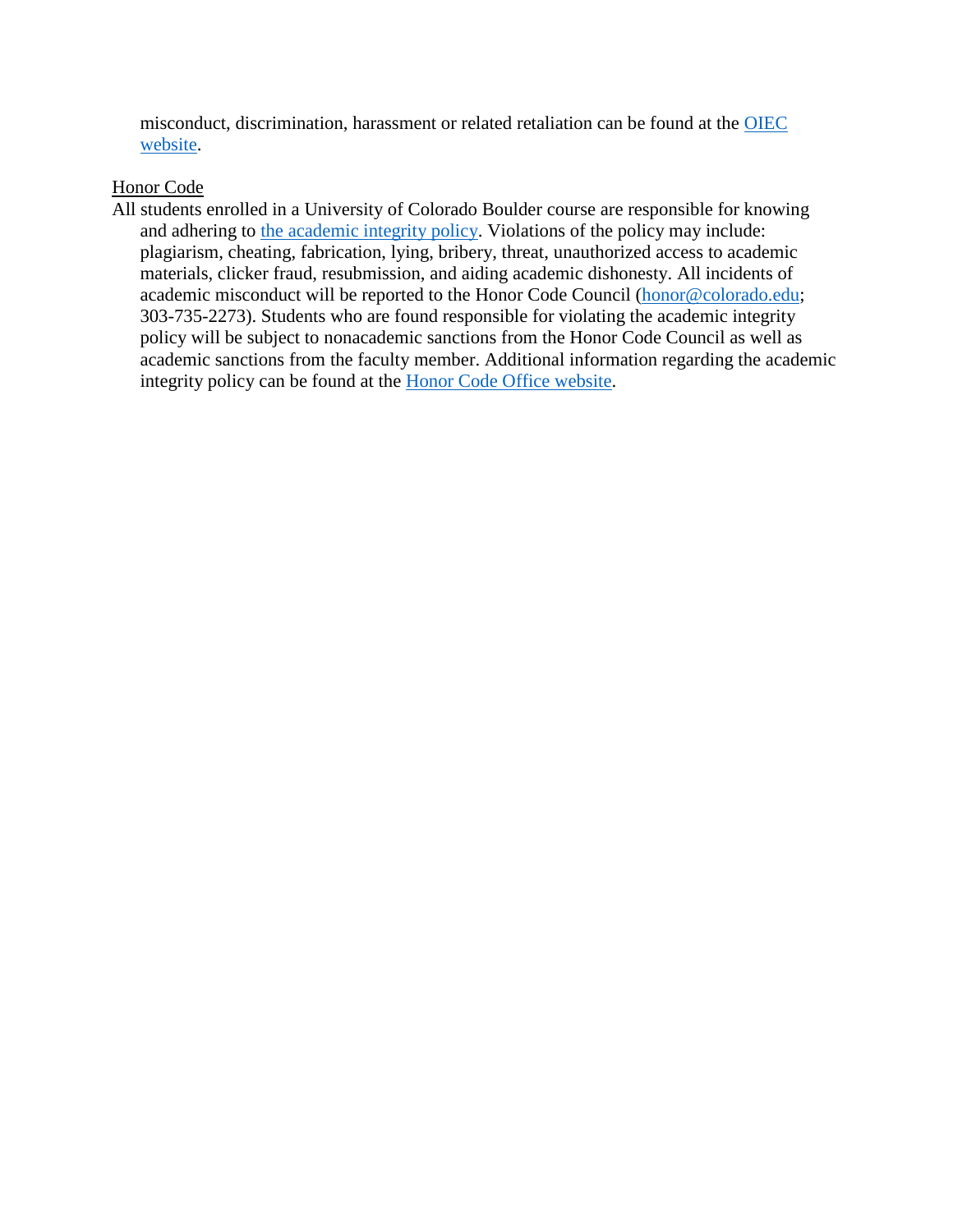misconduct, discrimination, harassment or related retaliation can be found at the [OIEC website](#).

## Honor Code

All students enrolled in a University of Colorado Boulder course are responsible for knowing and adhering to [the academic integrity policy](#). Violations of the policy may include: plagiarism, cheating, fabrication, lying, bribery, threat, unauthorized access to academic materials, clicker fraud, resubmission, and aiding academic dishonesty. All incidents of academic misconduct will be reported to the Honor Code Council (honor@colorado.edu; 303-735-2273). Students who are found responsible for violating the academic integrity policy will be subject to nonacademic sanctions from the Honor Code Council as well as academic sanctions from the faculty member. Additional information regarding the academic integrity policy can be found at the [Honor Code Office website](#).